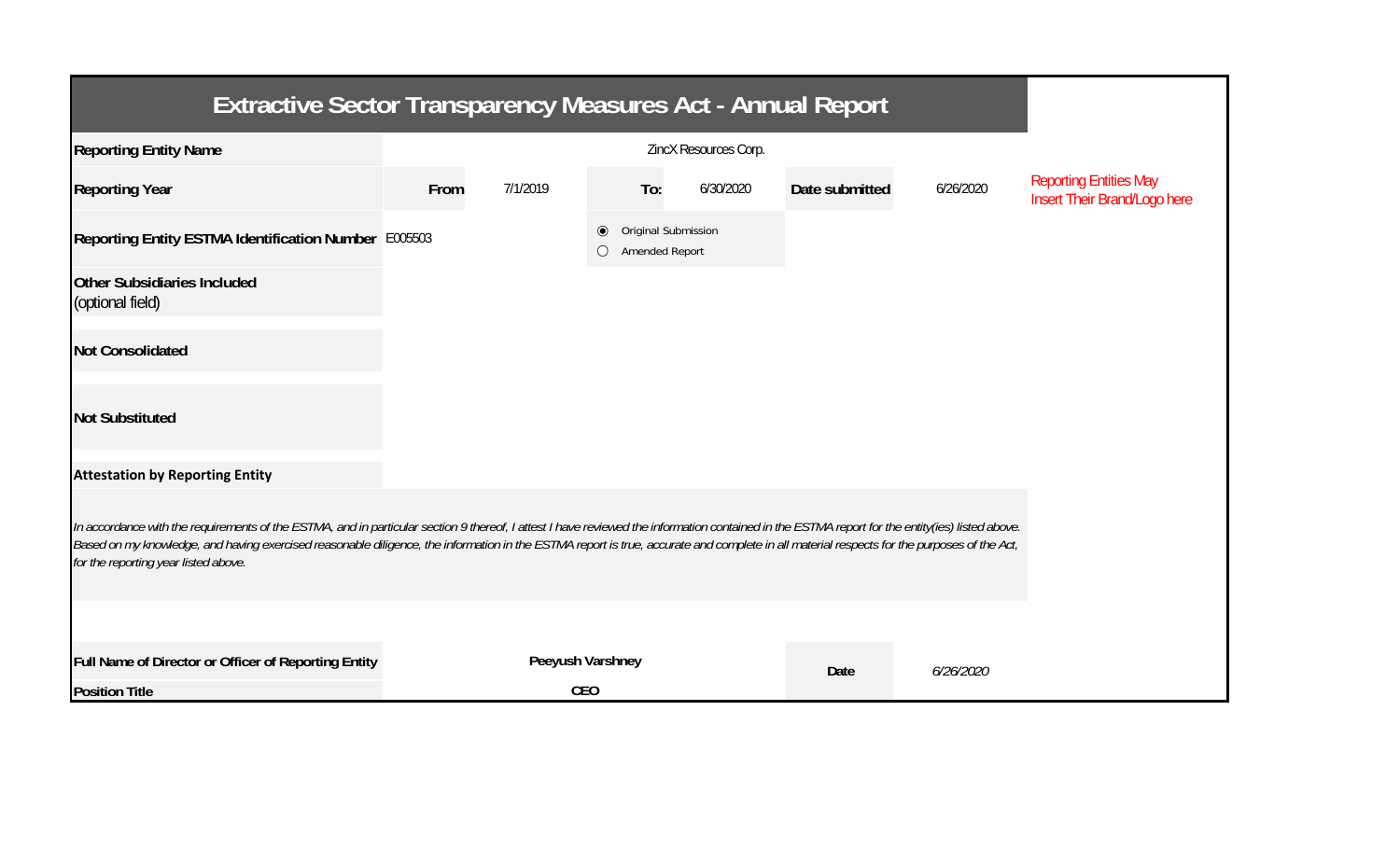# Extractive Sector Transparency Measures Act - Annual Report

| | | | | | | | |
|---|---|---|---|---|---|---|---|
| **Reporting Entity Name** | ZincX Resources Corp. | | | | | | Reporting Entities May Insert Their Brand/Logo here |
| **Reporting Year** | **From** | 7/1/2019 | **To:** | 6/30/2020 | **Date submitted** | 6/26/2020 | |
| **Reporting Entity ESTMA Identification Number** | E005503 | | ◉ Original Submission ○ Amended Report | | | | |
| **Other Subsidiaries Included** (optional field) | | | | | | | |
| **Not Consolidated** | | | | | | | |
| **Not Substituted** | | | | | | | |

**Attestation by Reporting Entity**

*In accordance with the requirements of the ESTMA, and in particular section 9 thereof, I attest I have reviewed the information contained in the ESTMA report for the entity(ies) listed above. Based on my knowledge, and having exercised reasonable diligence, the information in the ESTMA report is true, accurate and complete in all material respects for the purposes of the Act, for the reporting year listed above.*

| | | | |
|---|---|---|---|
| **Full Name of Director or Officer of Reporting Entity** | **Peeyush Varshney** | **Date** | *6/26/2020* |
| **Position Title** | **CEO** | | |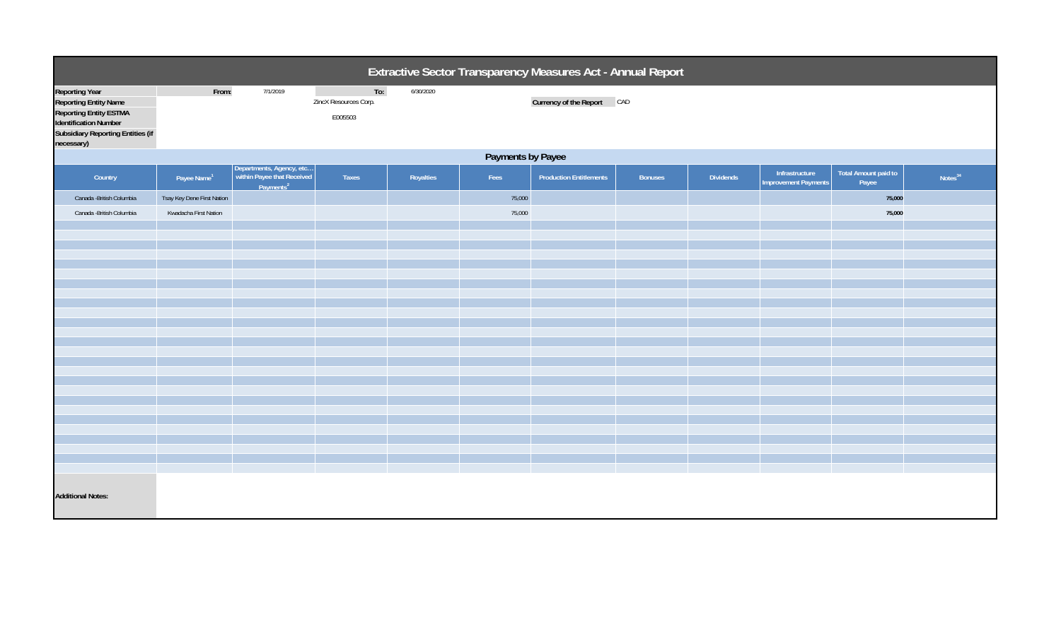# Extractive Sector Transparency Measures Act - Annual Report

| | | | | |
|---|---|---|---|---|
| **Reporting Year** | From: | 7/1/2019 | To: | 6/30/2020 |
| **Reporting Entity Name** | | ZincX Resources Corp. | | |
| **Reporting Entity ESTMA Identification Number** | | E005503 | | |
| **Subsidiary Reporting Entities (if necessary)** | | | | |

**Currency of the Report:** CAD

## Payments by Payee

| Country | Payee Name[1] | Departments, Agency, etc… within Payee that Received Payments[2] | Taxes | Royalties | Fees | Production Entitlements | Bonuses | Dividends | Infrastructure Improvement Payments | Total Amount paid to Payee | Notes[34] |
|---|---|---|---|---|---|---|---|---|---|---|---|
| Canada -British Columbia | Tsay Key Dene First Nation | | | | 75,000 | | | | | **75,000** | |
| Canada -British Columbia | Kwadacha First Nation | | | | 75,000 | | | | | **75,000** | |

**Additional Notes:**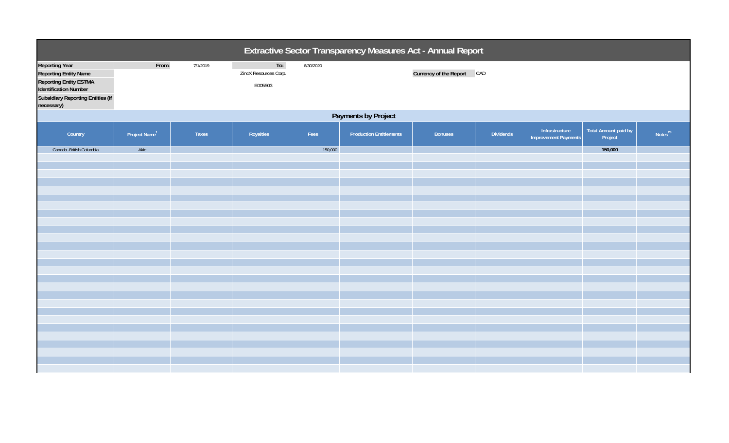# Extractive Sector Transparency Measures Act - Annual Report

| | | | | | |
|---|---|---|---|---|---|
| **Reporting Year** | **From:** | 7/1/2019 | **To:** | 6/30/2020 | |
| **Reporting Entity Name** | | ZincX Resources Corp. | | **Currency of the Report** | CAD |
| **Reporting Entity ESTMA Identification Number** | | E005503 | | | |
| **Subsidiary Reporting Entities (if necessary)** | | | | | |

## Payments by Project

| Country | Project Name[1] | Taxes | Royalties | Fees | Production Entitlements | Bonuses | Dividends | Infrastructure Improvement Payments | Total Amount paid by Project | Notes[23] |
|---|---|---|---|---|---|---|---|---|---|---|
| Canada -British Columbia | Akie | | | 150,000 | | | | | **150,000** | |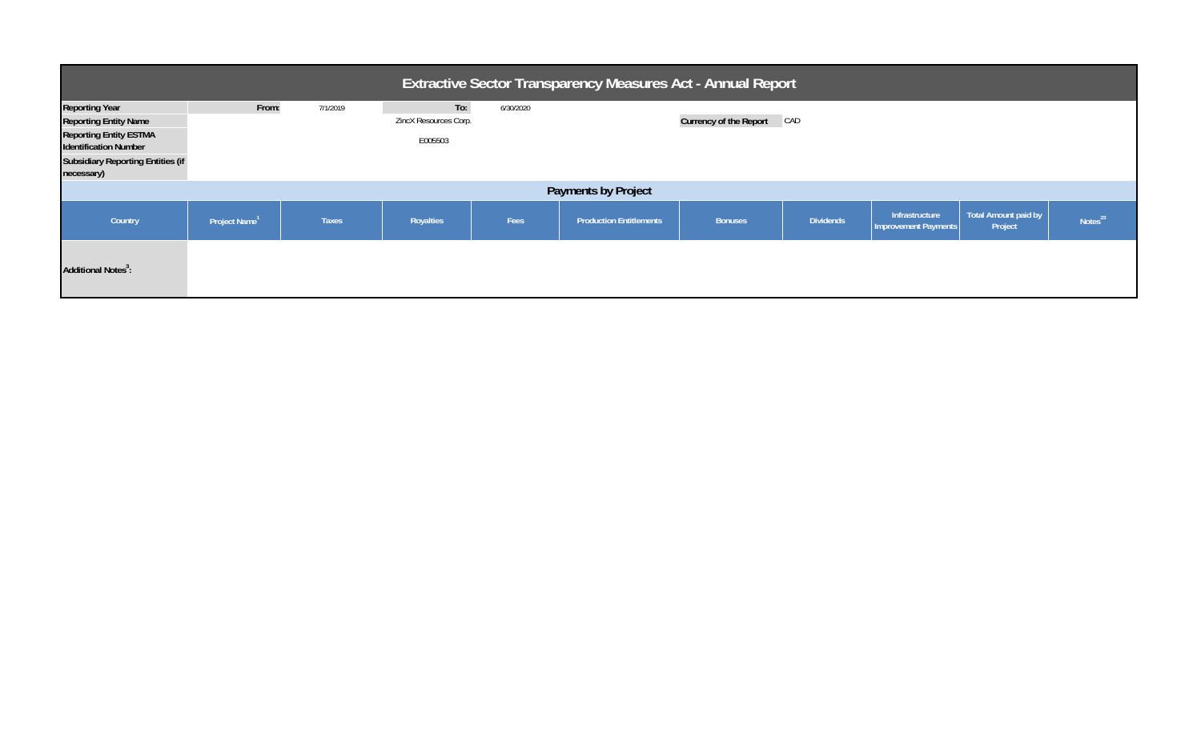# Extractive Sector Transparency Measures Act - Annual Report

| | | | | |
|---|---|---|---|---|
| **Reporting Year** | From: | 7/1/2019 | To: | 6/30/2020 |
| **Reporting Entity Name** | ZincX Resources Corp. | | **Currency of the Report** | CAD |
| **Reporting Entity ESTMA Identification Number** | E005503 | | | |
| **Subsidiary Reporting Entities (if necessary)** | | | | |

## Payments by Project

| Country | Project Name[1] | Taxes | Royalties | Fees | Production Entitlements | Bonuses | Dividends | Infrastructure Improvement Payments | Total Amount paid by Project | Notes[23] |
|---|---|---|---|---|---|---|---|---|---|---|

**Additional Notes[3]:**